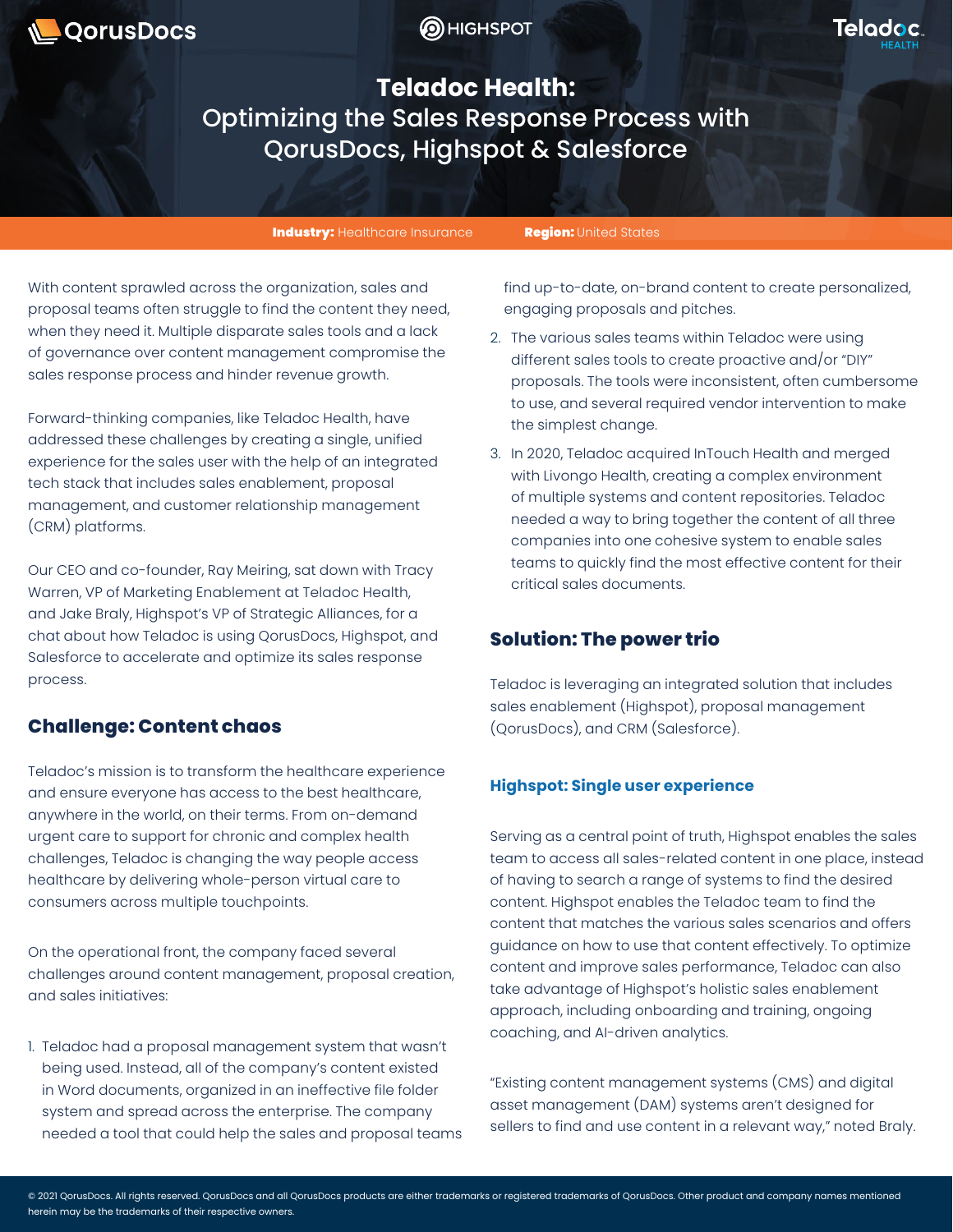# Teladoc Health: Optimizing the Sales Response Process with QorusDocs, Highspot & Salesforce

**Industry:** Healthcare Insurance **Region:** United States

With content sprawled across the organization, sales and proposal teams often struggle to find the content they need, when they need it. Multiple disparate sales tools and a lack of governance over content management compromise the sales response process and hinder revenue growth.

Forward-thinking companies, like Teladoc Health, have addressed these challenges by creating a single, unified experience for the sales user with the help of an integrated tech stack that includes sales enablement, proposal management, and customer relationship management (CRM) platforms.

Our CEO and co-founder, Ray Meiring, sat down with Tracy Warren, VP of Marketing Enablement at Teladoc Health, and Jake Braly, Highspot's VP of Strategic Alliances, for a chat about how Teladoc is using QorusDocs, Highspot, and Salesforce to accelerate and optimize its sales response process.

## Challenge: Content chaos

Teladoc's mission is to transform the healthcare experience and ensure everyone has access to the best healthcare, anywhere in the world, on their terms. From on-demand urgent care to support for chronic and complex health challenges, Teladoc is changing the way people access healthcare by delivering whole-person virtual care to consumers across multiple touchpoints.

On the operational front, the company faced several challenges around content management, proposal creation, and sales initiatives:

1. Teladoc had a proposal management system that wasn't being used. Instead, all of the company's content existed in Word documents, organized in an ineffective file folder system and spread across the enterprise. The company needed a tool that could help the sales and proposal teams find up-to-date, on-brand content to create personalized, engaging proposals and pitches.
2. The various sales teams within Teladoc were using different sales tools to create proactive and/or "DIY" proposals. The tools were inconsistent, often cumbersome to use, and several required vendor intervention to make the simplest change.
3. In 2020, Teladoc acquired InTouch Health and merged with Livongo Health, creating a complex environment of multiple systems and content repositories. Teladoc needed a way to bring together the content of all three companies into one cohesive system to enable sales teams to quickly find the most effective content for their critical sales documents.

## Solution: The power trio

Teladoc is leveraging an integrated solution that includes sales enablement (Highspot), proposal management (QorusDocs), and CRM (Salesforce).

### Highspot: Single user experience

Serving as a central point of truth, Highspot enables the sales team to access all sales-related content in one place, instead of having to search a range of systems to find the desired content. Highspot enables the Teladoc team to find the content that matches the various sales scenarios and offers guidance on how to use that content effectively. To optimize content and improve sales performance, Teladoc can also take advantage of Highspot's holistic sales enablement approach, including onboarding and training, ongoing coaching, and AI-driven analytics.

"Existing content management systems (CMS) and digital asset management (DAM) systems aren't designed for sellers to find and use content in a relevant way," noted Braly.

© 2021 QorusDocs. All rights reserved. QorusDocs and all QorusDocs products are either trademarks or registered trademarks of QorusDocs. Other product and company names mentioned herein may be the trademarks of their respective owners.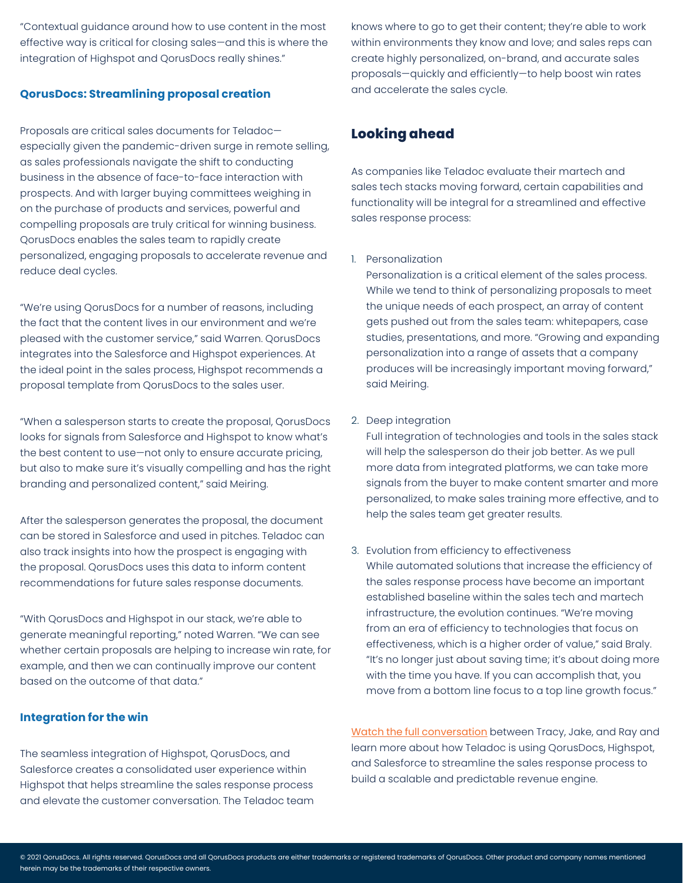"Contextual guidance around how to use content in the most effective way is critical for closing sales—and this is where the integration of Highspot and QorusDocs really shines."

### QorusDocs: Streamlining proposal creation

Proposals are critical sales documents for Teladoc—especially given the pandemic-driven surge in remote selling, as sales professionals navigate the shift to conducting business in the absence of face-to-face interaction with prospects. And with larger buying committees weighing in on the purchase of products and services, powerful and compelling proposals are truly critical for winning business. QorusDocs enables the sales team to rapidly create personalized, engaging proposals to accelerate revenue and reduce deal cycles.

"We're using QorusDocs for a number of reasons, including the fact that the content lives in our environment and we're pleased with the customer service," said Warren. QorusDocs integrates into the Salesforce and Highspot experiences. At the ideal point in the sales process, Highspot recommends a proposal template from QorusDocs to the sales user.

"When a salesperson starts to create the proposal, QorusDocs looks for signals from Salesforce and Highspot to know what's the best content to use—not only to ensure accurate pricing, but also to make sure it's visually compelling and has the right branding and personalized content," said Meiring.

After the salesperson generates the proposal, the document can be stored in Salesforce and used in pitches. Teladoc can also track insights into how the prospect is engaging with the proposal. QorusDocs uses this data to inform content recommendations for future sales response documents.

"With QorusDocs and Highspot in our stack, we're able to generate meaningful reporting," noted Warren. "We can see whether certain proposals are helping to increase win rate, for example, and then we can continually improve our content based on the outcome of that data."

### Integration for the win

The seamless integration of Highspot, QorusDocs, and Salesforce creates a consolidated user experience within Highspot that helps streamline the sales response process and elevate the customer conversation. The Teladoc team knows where to go to get their content; they're able to work within environments they know and love; and sales reps can create highly personalized, on-brand, and accurate sales proposals—quickly and efficiently—to help boost win rates and accelerate the sales cycle.

## Looking ahead

As companies like Teladoc evaluate their martech and sales tech stacks moving forward, certain capabilities and functionality will be integral for a streamlined and effective sales response process:

1. Personalization
   Personalization is a critical element of the sales process. While we tend to think of personalizing proposals to meet the unique needs of each prospect, an array of content gets pushed out from the sales team: whitepapers, case studies, presentations, and more. "Growing and expanding personalization into a range of assets that a company produces will be increasingly important moving forward," said Meiring.

2. Deep integration
   Full integration of technologies and tools in the sales stack will help the salesperson do their job better. As we pull more data from integrated platforms, we can take more signals from the buyer to make content smarter and more personalized, to make sales training more effective, and to help the sales team get greater results.

3. Evolution from efficiency to effectiveness
   While automated solutions that increase the efficiency of the sales response process have become an important established baseline within the sales tech and martech infrastructure, the evolution continues. "We're moving from an era of efficiency to technologies that focus on effectiveness, which is a higher order of value," said Braly. "It's no longer just about saving time; it's about doing more with the time you have. If you can accomplish that, you move from a bottom line focus to a top line growth focus."

Watch the full conversation between Tracy, Jake, and Ray and learn more about how Teladoc is using QorusDocs, Highspot, and Salesforce to streamline the sales response process to build a scalable and predictable revenue engine.

© 2021 QorusDocs. All rights reserved. QorusDocs and all QorusDocs products are either trademarks or registered trademarks of QorusDocs. Other product and company names mentioned herein may be the trademarks of their respective owners.